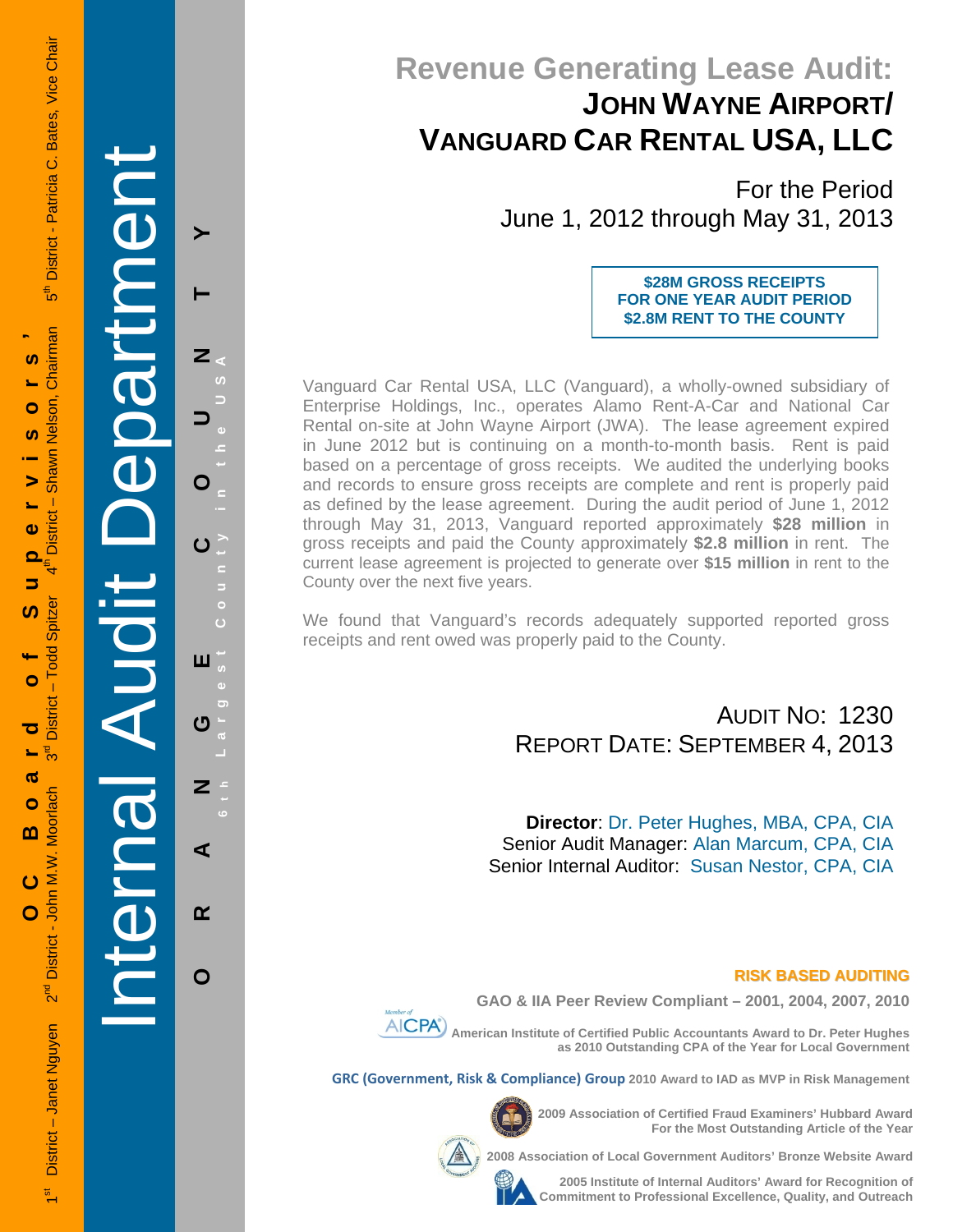OC Board of Supervisors'

1st District – Janet Nguyen 2nd District - John M.W. Moorlach 3rd District – Todd Spitzer 4th District – Shawn Nelson, Chairman 5th District - Patricia C. Bates, Vice Chair

Internal Audit Department

ORANGE COUNTY

6th Largest County in the USA

# Revenue Generating Lease Audit: JOHN WAYNE AIRPORT/ VANGUARD CAR RENTAL USA, LLC

For the Period
June 1, 2012 through May 31, 2013

**$28M GROSS RECEIPTS FOR ONE YEAR AUDIT PERIOD**
**$2.8M RENT TO THE COUNTY**

Vanguard Car Rental USA, LLC (Vanguard), a wholly-owned subsidiary of Enterprise Holdings, Inc., operates Alamo Rent-A-Car and National Car Rental on-site at John Wayne Airport (JWA). The lease agreement expired in June 2012 but is continuing on a month-to-month basis. Rent is paid based on a percentage of gross receipts. We audited the underlying books and records to ensure gross receipts are complete and rent is properly paid as defined by the lease agreement. During the audit period of June 1, 2012 through May 31, 2013, Vanguard reported approximately **$28 million** in gross receipts and paid the County approximately **$2.8 million** in rent. The current lease agreement is projected to generate over **$15 million** in rent to the County over the next five years.

We found that Vanguard's records adequately supported reported gross receipts and rent owed was properly paid to the County.

AUDIT NO: 1230
REPORT DATE: SEPTEMBER 4, 2013

**Director**: Dr. Peter Hughes, MBA, CPA, CIA
Senior Audit Manager: Alan Marcum, CPA, CIA
Senior Internal Auditor: Susan Nestor, CPA, CIA

**RISK BASED AUDITING**

**GAO & IIA Peer Review Compliant – 2001, 2004, 2007, 2010**

**American Institute of Certified Public Accountants Award to Dr. Peter Hughes as 2010 Outstanding CPA of the Year for Local Government**

**GRC (Government, Risk & Compliance) Group 2010 Award to IAD as MVP in Risk Management**

**2009 Association of Certified Fraud Examiners' Hubbard Award For the Most Outstanding Article of the Year**

**2008 Association of Local Government Auditors' Bronze Website Award**

**2005 Institute of Internal Auditors' Award for Recognition of Commitment to Professional Excellence, Quality, and Outreach**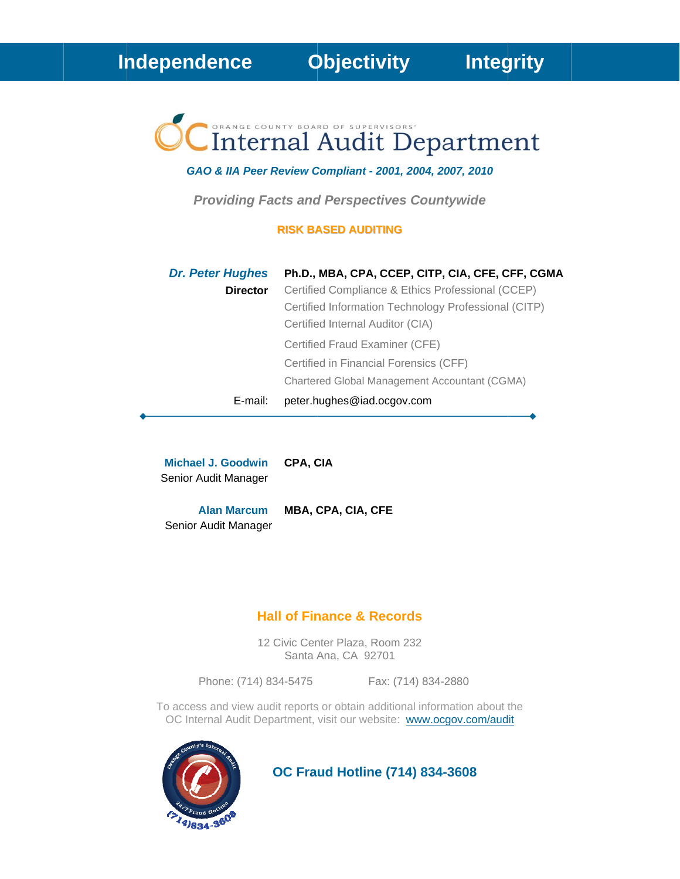**Independence** **Objectivity** **Integrity**

ORANGE COUNTY BOARD OF SUPERVISORS'

# OC Internal Audit Department

***GAO & IIA Peer Review Compliant - 2001, 2004, 2007, 2010***

***Providing Facts and Perspectives Countywide***

**RISK BASED AUDITING**

***Dr. Peter Hughes*** **Ph.D., MBA, CPA, CCEP, CITP, CIA, CFE, CFF, CGMA**

**Director**

Certified Compliance & Ethics Professional (CCEP)
Certified Information Technology Professional (CITP)
Certified Internal Auditor (CIA)
Certified Fraud Examiner (CFE)
Certified in Financial Forensics (CFF)
Chartered Global Management Accountant (CGMA)

E-mail: peter.hughes@iad.ocgov.com

---

**Michael J. Goodwin** **CPA, CIA**
Senior Audit Manager

**Alan Marcum** **MBA, CPA, CIA, CFE**
Senior Audit Manager

## Hall of Finance & Records

12 Civic Center Plaza, Room 232
Santa Ana, CA 92701

Phone: (714) 834-5475 Fax: (714) 834-2880

To access and view audit reports or obtain additional information about the OC Internal Audit Department, visit our website: www.ocgov.com/audit

**OC Fraud Hotline (714) 834-3608**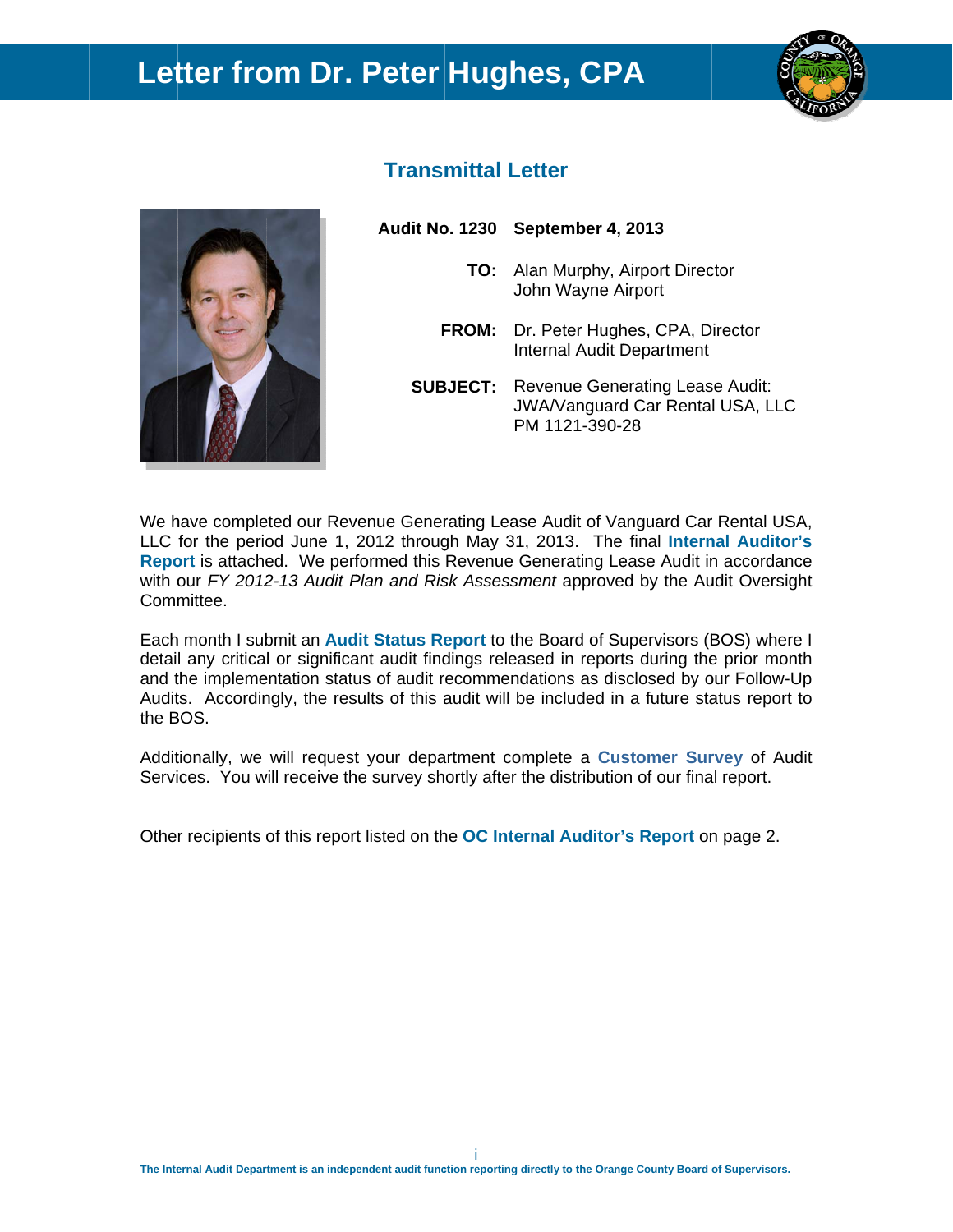# Letter from Dr. Peter Hughes, CPA

## Transmittal Letter

**Audit No. 1230** **September 4, 2013**

**TO:** Alan Murphy, Airport Director
John Wayne Airport

**FROM:** Dr. Peter Hughes, CPA, Director
Internal Audit Department

**SUBJECT:** Revenue Generating Lease Audit:
JWA/Vanguard Car Rental USA, LLC
PM 1121-390-28

We have completed our Revenue Generating Lease Audit of Vanguard Car Rental USA, LLC for the period June 1, 2012 through May 31, 2013. The final **Internal Auditor's Report** is attached. We performed this Revenue Generating Lease Audit in accordance with our *FY 2012-13 Audit Plan and Risk Assessment* approved by the Audit Oversight Committee.

Each month I submit an **Audit Status Report** to the Board of Supervisors (BOS) where I detail any critical or significant audit findings released in reports during the prior month and the implementation status of audit recommendations as disclosed by our Follow-Up Audits. Accordingly, the results of this audit will be included in a future status report to the BOS.

Additionally, we will request your department complete a **Customer Survey** of Audit Services. You will receive the survey shortly after the distribution of our final report.

Other recipients of this report listed on the **OC Internal Auditor's Report** on page 2.

**The Internal Audit Department is an independent audit function reporting directly to the Orange County Board of Supervisors.**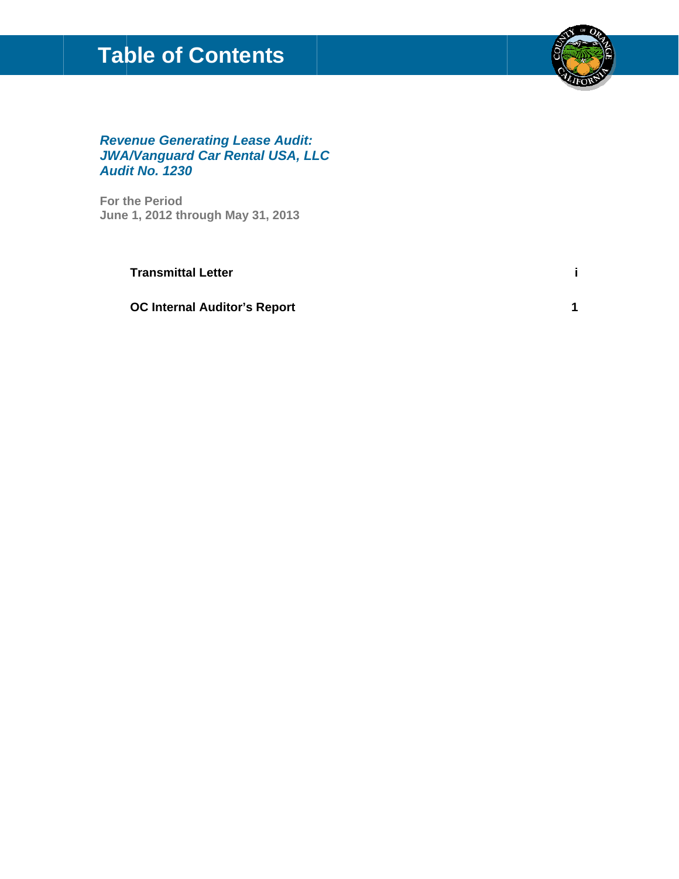# Table of Contents

***Revenue Generating Lease Audit:***
***JWA/Vanguard Car Rental USA, LLC***
***Audit No. 1230***

**For the Period**
**June 1, 2012 through May 31, 2013**

| | |
|---|---|
| **Transmittal Letter** | **i** |
| **OC Internal Auditor's Report** | **1** |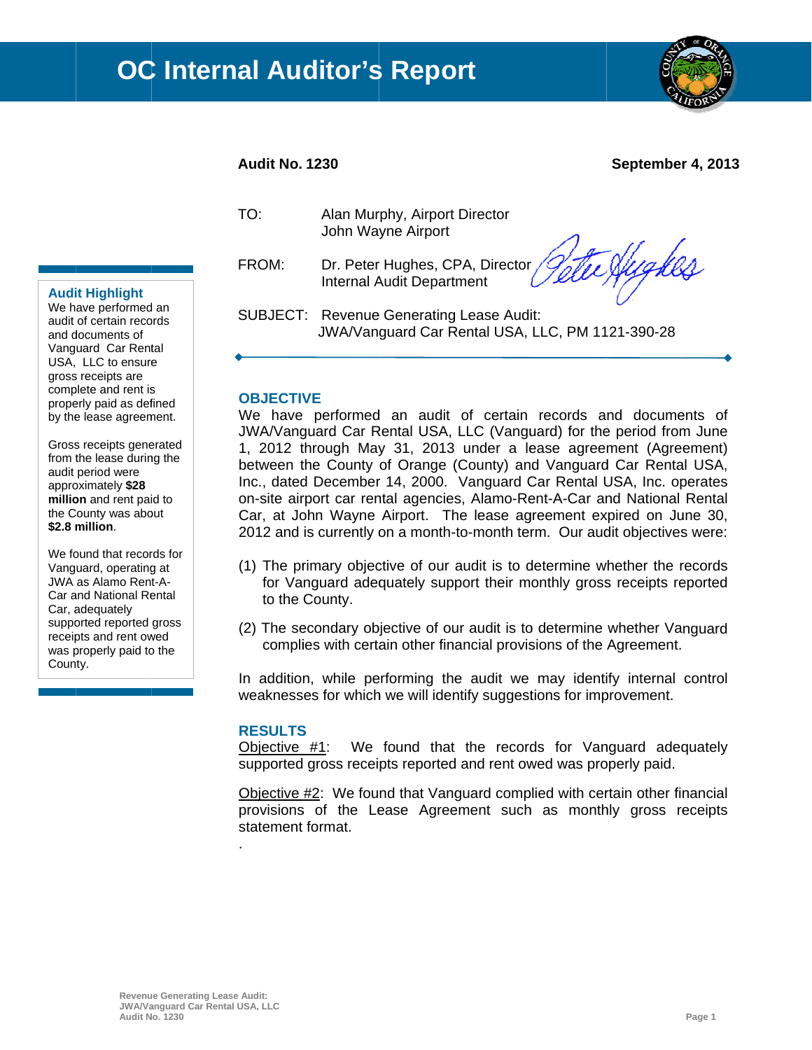# OC Internal Auditor's Report

**Audit No. 1230** **September 4, 2013**

TO: Alan Murphy, Airport Director
John Wayne Airport

FROM: Dr. Peter Hughes, CPA, Director
Internal Audit Department

SUBJECT: Revenue Generating Lease Audit:
JWA/Vanguard Car Rental USA, LLC, PM 1121-390-28

**Audit Highlight**

We have performed an audit of certain records and documents of Vanguard Car Rental USA, LLC to ensure gross receipts are complete and rent is properly paid as defined by the lease agreement.

Gross receipts generated from the lease during the audit period were approximately **$28 million** and rent paid to the County was about **$2.8 million**.

We found that records for Vanguard, operating at JWA as Alamo Rent-A-Car and National Rental Car, adequately supported reported gross receipts and rent owed was properly paid to the County.

## OBJECTIVE

We have performed an audit of certain records and documents of JWA/Vanguard Car Rental USA, LLC (Vanguard) for the period from June 1, 2012 through May 31, 2013 under a lease agreement (Agreement) between the County of Orange (County) and Vanguard Car Rental USA, Inc., dated December 14, 2000. Vanguard Car Rental USA, Inc. operates on-site airport car rental agencies, Alamo-Rent-A-Car and National Rental Car, at John Wayne Airport. The lease agreement expired on June 30, 2012 and is currently on a month-to-month term. Our audit objectives were:

(1) The primary objective of our audit is to determine whether the records for Vanguard adequately support their monthly gross receipts reported to the County.

(2) The secondary objective of our audit is to determine whether Vanguard complies with certain other financial provisions of the Agreement.

In addition, while performing the audit we may identify internal control weaknesses for which we will identify suggestions for improvement.

## RESULTS

Objective #1: We found that the records for Vanguard adequately supported gross receipts reported and rent owed was properly paid.

Objective #2: We found that Vanguard complied with certain other financial provisions of the Lease Agreement such as monthly gross receipts statement format.

.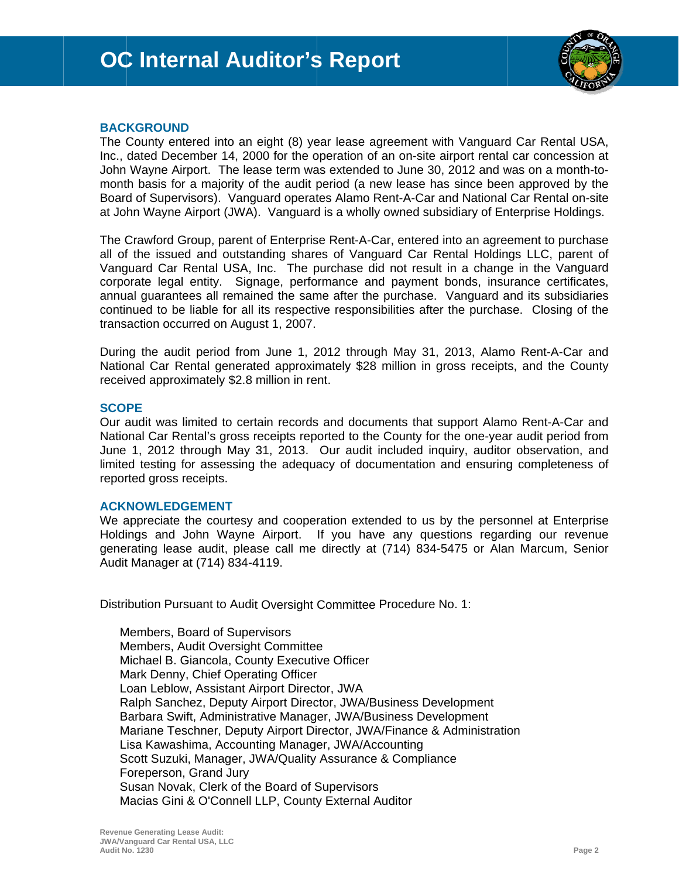# OC Internal Auditor's Report

## BACKGROUND

The County entered into an eight (8) year lease agreement with Vanguard Car Rental USA, Inc., dated December 14, 2000 for the operation of an on-site airport rental car concession at John Wayne Airport. The lease term was extended to June 30, 2012 and was on a month-to-month basis for a majority of the audit period (a new lease has since been approved by the Board of Supervisors). Vanguard operates Alamo Rent-A-Car and National Car Rental on-site at John Wayne Airport (JWA). Vanguard is a wholly owned subsidiary of Enterprise Holdings.

The Crawford Group, parent of Enterprise Rent-A-Car, entered into an agreement to purchase all of the issued and outstanding shares of Vanguard Car Rental Holdings LLC, parent of Vanguard Car Rental USA, Inc. The purchase did not result in a change in the Vanguard corporate legal entity. Signage, performance and payment bonds, insurance certificates, annual guarantees all remained the same after the purchase. Vanguard and its subsidiaries continued to be liable for all its respective responsibilities after the purchase. Closing of the transaction occurred on August 1, 2007.

During the audit period from June 1, 2012 through May 31, 2013, Alamo Rent-A-Car and National Car Rental generated approximately $28 million in gross receipts, and the County received approximately $2.8 million in rent.

## SCOPE

Our audit was limited to certain records and documents that support Alamo Rent-A-Car and National Car Rental's gross receipts reported to the County for the one-year audit period from June 1, 2012 through May 31, 2013. Our audit included inquiry, auditor observation, and limited testing for assessing the adequacy of documentation and ensuring completeness of reported gross receipts.

## ACKNOWLEDGEMENT

We appreciate the courtesy and cooperation extended to us by the personnel at Enterprise Holdings and John Wayne Airport. If you have any questions regarding our revenue generating lease audit, please call me directly at (714) 834-5475 or Alan Marcum, Senior Audit Manager at (714) 834-4119.

Distribution Pursuant to Audit Oversight Committee Procedure No. 1:

- Members, Board of Supervisors
- Members, Audit Oversight Committee
- Michael B. Giancola, County Executive Officer
- Mark Denny, Chief Operating Officer
- Loan Leblow, Assistant Airport Director, JWA
- Ralph Sanchez, Deputy Airport Director, JWA/Business Development
- Barbara Swift, Administrative Manager, JWA/Business Development
- Mariane Teschner, Deputy Airport Director, JWA/Finance & Administration
- Lisa Kawashima, Accounting Manager, JWA/Accounting
- Scott Suzuki, Manager, JWA/Quality Assurance & Compliance
- Foreperson, Grand Jury
- Susan Novak, Clerk of the Board of Supervisors
- Macias Gini & O'Connell LLP, County External Auditor